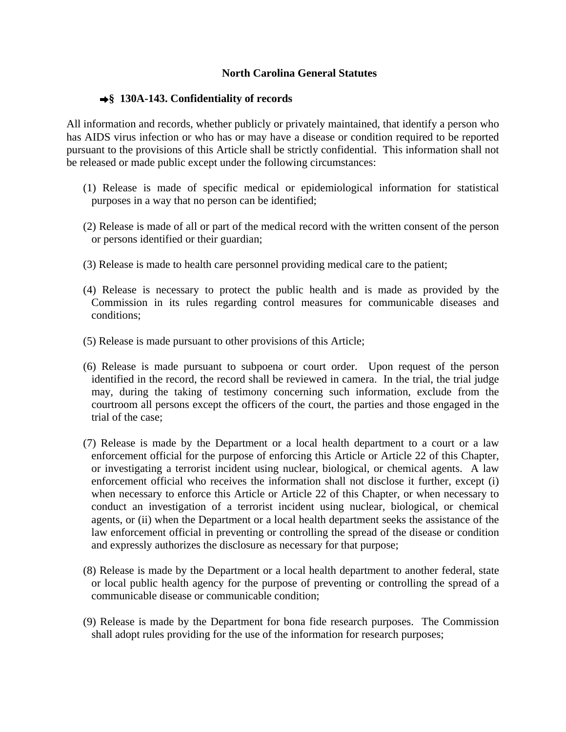**North Carolina General Statutes**

**➡§ 130A-143. Confidentiality of records**

All information and records, whether publicly or privately maintained, that identify a person who has AIDS virus infection or who has or may have a disease or condition required to be reported pursuant to the provisions of this Article shall be strictly confidential. This information shall not be released or made public except under the following circumstances:

(1) Release is made of specific medical or epidemiological information for statistical purposes in a way that no person can be identified;

(2) Release is made of all or part of the medical record with the written consent of the person or persons identified or their guardian;

(3) Release is made to health care personnel providing medical care to the patient;

(4) Release is necessary to protect the public health and is made as provided by the Commission in its rules regarding control measures for communicable diseases and conditions;

(5) Release is made pursuant to other provisions of this Article;

(6) Release is made pursuant to subpoena or court order. Upon request of the person identified in the record, the record shall be reviewed in camera. In the trial, the trial judge may, during the taking of testimony concerning such information, exclude from the courtroom all persons except the officers of the court, the parties and those engaged in the trial of the case;

(7) Release is made by the Department or a local health department to a court or a law enforcement official for the purpose of enforcing this Article or Article 22 of this Chapter, or investigating a terrorist incident using nuclear, biological, or chemical agents. A law enforcement official who receives the information shall not disclose it further, except (i) when necessary to enforce this Article or Article 22 of this Chapter, or when necessary to conduct an investigation of a terrorist incident using nuclear, biological, or chemical agents, or (ii) when the Department or a local health department seeks the assistance of the law enforcement official in preventing or controlling the spread of the disease or condition and expressly authorizes the disclosure as necessary for that purpose;

(8) Release is made by the Department or a local health department to another federal, state or local public health agency for the purpose of preventing or controlling the spread of a communicable disease or communicable condition;

(9) Release is made by the Department for bona fide research purposes. The Commission shall adopt rules providing for the use of the information for research purposes;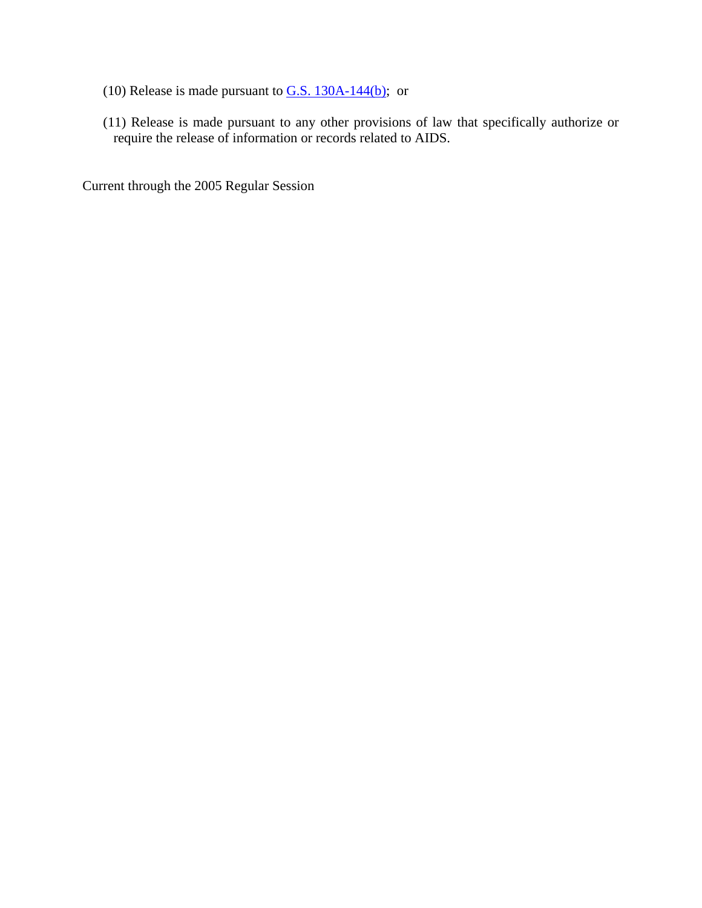(10) Release is made pursuant to [G.S. 130A-144(b)](); or

(11) Release is made pursuant to any other provisions of law that specifically authorize or require the release of information or records related to AIDS.

Current through the 2005 Regular Session